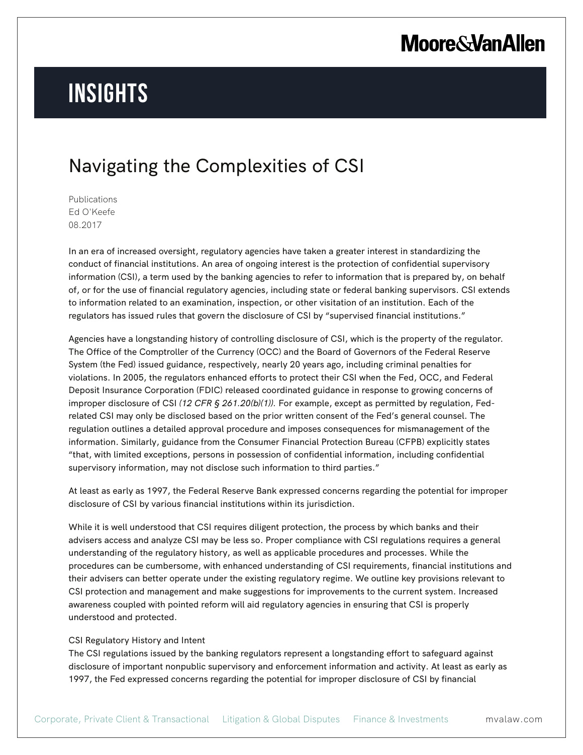# INSIGHTS

## Navigating the Complexities of CSI

Publications
Ed O'Keefe
08.2017

In an era of increased oversight, regulatory agencies have taken a greater interest in standardizing the conduct of financial institutions. An area of ongoing interest is the protection of confidential supervisory information (CSI), a term used by the banking agencies to refer to information that is prepared by, on behalf of, or for the use of financial regulatory agencies, including state or federal banking supervisors. CSI extends to information related to an examination, inspection, or other visitation of an institution. Each of the regulators has issued rules that govern the disclosure of CSI by "supervised financial institutions."

Agencies have a longstanding history of controlling disclosure of CSI, which is the property of the regulator. The Office of the Comptroller of the Currency (OCC) and the Board of Governors of the Federal Reserve System (the Fed) issued guidance, respectively, nearly 20 years ago, including criminal penalties for violations. In 2005, the regulators enhanced efforts to protect their CSI when the Fed, OCC, and Federal Deposit Insurance Corporation (FDIC) released coordinated guidance in response to growing concerns of improper disclosure of CSI *(12 CFR § 261.20(b)(1)).* For example, except as permitted by regulation, Fed-related CSI may only be disclosed based on the prior written consent of the Fed's general counsel. The regulation outlines a detailed approval procedure and imposes consequences for mismanagement of the information. Similarly, guidance from the Consumer Financial Protection Bureau (CFPB) explicitly states "that, with limited exceptions, persons in possession of confidential information, including confidential supervisory information, may not disclose such information to third parties."

At least as early as 1997, the Federal Reserve Bank expressed concerns regarding the potential for improper disclosure of CSI by various financial institutions within its jurisdiction.

While it is well understood that CSI requires diligent protection, the process by which banks and their advisers access and analyze CSI may be less so. Proper compliance with CSI regulations requires a general understanding of the regulatory history, as well as applicable procedures and processes. While the procedures can be cumbersome, with enhanced understanding of CSI requirements, financial institutions and their advisers can better operate under the existing regulatory regime. We outline key provisions relevant to CSI protection and management and make suggestions for improvements to the current system. Increased awareness coupled with pointed reform will aid regulatory agencies in ensuring that CSI is properly understood and protected.

### CSI Regulatory History and Intent

The CSI regulations issued by the banking regulators represent a longstanding effort to safeguard against disclosure of important nonpublic supervisory and enforcement information and activity. At least as early as 1997, the Fed expressed concerns regarding the potential for improper disclosure of CSI by financial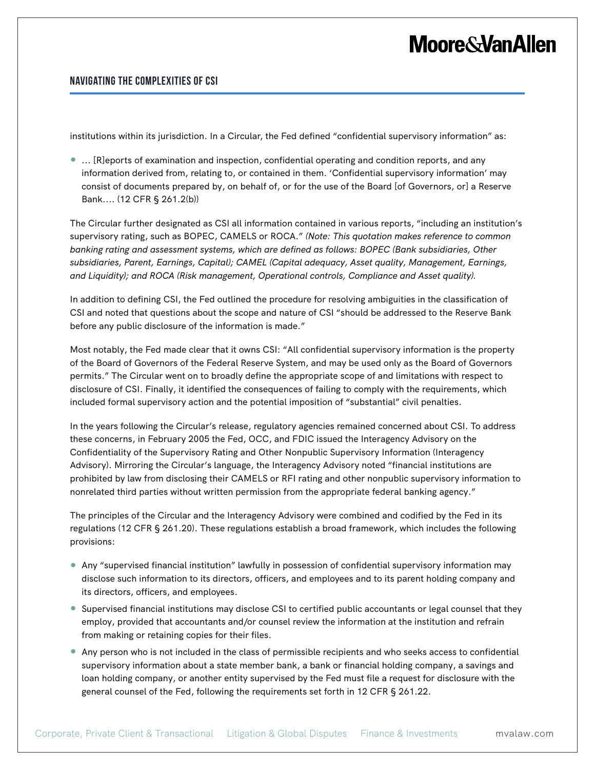institutions within its jurisdiction. In a Circular, the Fed defined "confidential supervisory information" as:

- … [R]eports of examination and inspection, confidential operating and condition reports, and any information derived from, relating to, or contained in them. 'Confidential supervisory information' may consist of documents prepared by, on behalf of, or for the use of the Board [of Governors, or] a Reserve Bank…. (12 CFR § 261.2(b))

The Circular further designated as CSI all information contained in various reports, "including an institution's supervisory rating, such as BOPEC, CAMELS or ROCA." *(Note: This quotation makes reference to common banking rating and assessment systems, which are defined as follows: BOPEC (Bank subsidiaries, Other subsidiaries, Parent, Earnings, Capital); CAMEL (Capital adequacy, Asset quality, Management, Earnings, and Liquidity); and ROCA (Risk management, Operational controls, Compliance and Asset quality).*

In addition to defining CSI, the Fed outlined the procedure for resolving ambiguities in the classification of CSI and noted that questions about the scope and nature of CSI "should be addressed to the Reserve Bank before any public disclosure of the information is made."

Most notably, the Fed made clear that it owns CSI: "All confidential supervisory information is the property of the Board of Governors of the Federal Reserve System, and may be used only as the Board of Governors permits." The Circular went on to broadly define the appropriate scope of and limitations with respect to disclosure of CSI. Finally, it identified the consequences of failing to comply with the requirements, which included formal supervisory action and the potential imposition of "substantial" civil penalties.

In the years following the Circular's release, regulatory agencies remained concerned about CSI. To address these concerns, in February 2005 the Fed, OCC, and FDIC issued the Interagency Advisory on the Confidentiality of the Supervisory Rating and Other Nonpublic Supervisory Information (Interagency Advisory). Mirroring the Circular's language, the Interagency Advisory noted "financial institutions are prohibited by law from disclosing their CAMELS or RFI rating and other nonpublic supervisory information to nonrelated third parties without written permission from the appropriate federal banking agency."

The principles of the Circular and the Interagency Advisory were combined and codified by the Fed in its regulations (12 CFR § 261.20). These regulations establish a broad framework, which includes the following provisions:

- Any "supervised financial institution" lawfully in possession of confidential supervisory information may disclose such information to its directors, officers, and employees and to its parent holding company and its directors, officers, and employees.
- Supervised financial institutions may disclose CSI to certified public accountants or legal counsel that they employ, provided that accountants and/or counsel review the information at the institution and refrain from making or retaining copies for their files.
- Any person who is not included in the class of permissible recipients and who seeks access to confidential supervisory information about a state member bank, a bank or financial holding company, a savings and loan holding company, or another entity supervised by the Fed must file a request for disclosure with the general counsel of the Fed, following the requirements set forth in 12 CFR § 261.22.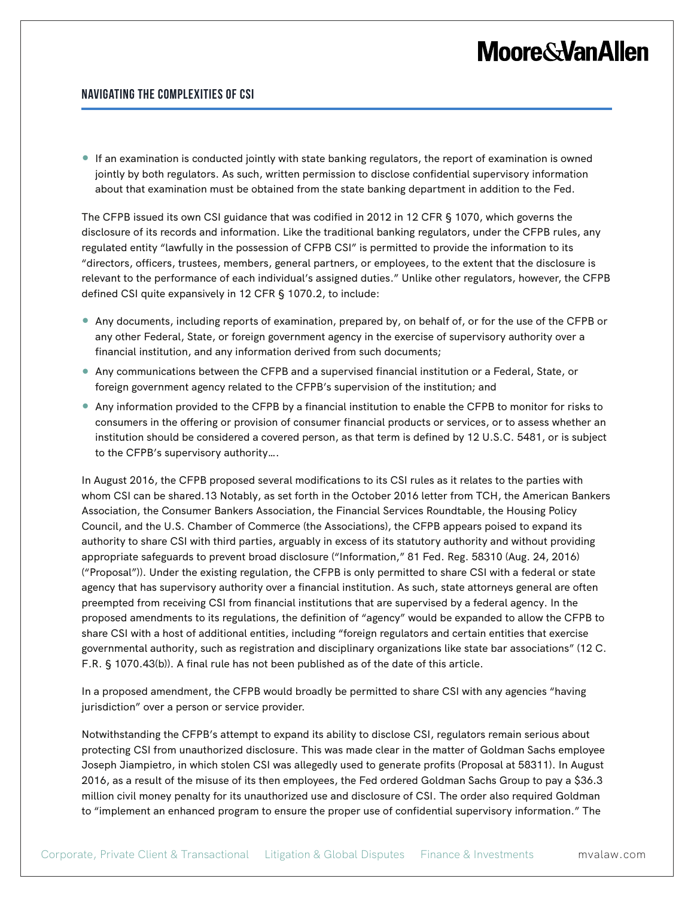- If an examination is conducted jointly with state banking regulators, the report of examination is owned jointly by both regulators. As such, written permission to disclose confidential supervisory information about that examination must be obtained from the state banking department in addition to the Fed.

The CFPB issued its own CSI guidance that was codified in 2012 in 12 CFR § 1070, which governs the disclosure of its records and information. Like the traditional banking regulators, under the CFPB rules, any regulated entity "lawfully in the possession of CFPB CSI" is permitted to provide the information to its "directors, officers, trustees, members, general partners, or employees, to the extent that the disclosure is relevant to the performance of each individual's assigned duties." Unlike other regulators, however, the CFPB defined CSI quite expansively in 12 CFR § 1070.2, to include:

- Any documents, including reports of examination, prepared by, on behalf of, or for the use of the CFPB or any other Federal, State, or foreign government agency in the exercise of supervisory authority over a financial institution, and any information derived from such documents;
- Any communications between the CFPB and a supervised financial institution or a Federal, State, or foreign government agency related to the CFPB's supervision of the institution; and
- Any information provided to the CFPB by a financial institution to enable the CFPB to monitor for risks to consumers in the offering or provision of consumer financial products or services, or to assess whether an institution should be considered a covered person, as that term is defined by 12 U.S.C. 5481, or is subject to the CFPB's supervisory authority….

In August 2016, the CFPB proposed several modifications to its CSI rules as it relates to the parties with whom CSI can be shared.13 Notably, as set forth in the October 2016 letter from TCH, the American Bankers Association, the Consumer Bankers Association, the Financial Services Roundtable, the Housing Policy Council, and the U.S. Chamber of Commerce (the Associations), the CFPB appears poised to expand its authority to share CSI with third parties, arguably in excess of its statutory authority and without providing appropriate safeguards to prevent broad disclosure ("Information," 81 Fed. Reg. 58310 (Aug. 24, 2016) ("Proposal")). Under the existing regulation, the CFPB is only permitted to share CSI with a federal or state agency that has supervisory authority over a financial institution. As such, state attorneys general are often preempted from receiving CSI from financial institutions that are supervised by a federal agency. In the proposed amendments to its regulations, the definition of "agency" would be expanded to allow the CFPB to share CSI with a host of additional entities, including "foreign regulators and certain entities that exercise governmental authority, such as registration and disciplinary organizations like state bar associations" (12 C. F.R. § 1070.43(b)). A final rule has not been published as of the date of this article.

In a proposed amendment, the CFPB would broadly be permitted to share CSI with any agencies "having jurisdiction" over a person or service provider.

Notwithstanding the CFPB's attempt to expand its ability to disclose CSI, regulators remain serious about protecting CSI from unauthorized disclosure. This was made clear in the matter of Goldman Sachs employee Joseph Jiampietro, in which stolen CSI was allegedly used to generate profits (Proposal at 58311). In August 2016, as a result of the misuse of its then employees, the Fed ordered Goldman Sachs Group to pay a $36.3 million civil money penalty for its unauthorized use and disclosure of CSI. The order also required Goldman to "implement an enhanced program to ensure the proper use of confidential supervisory information." The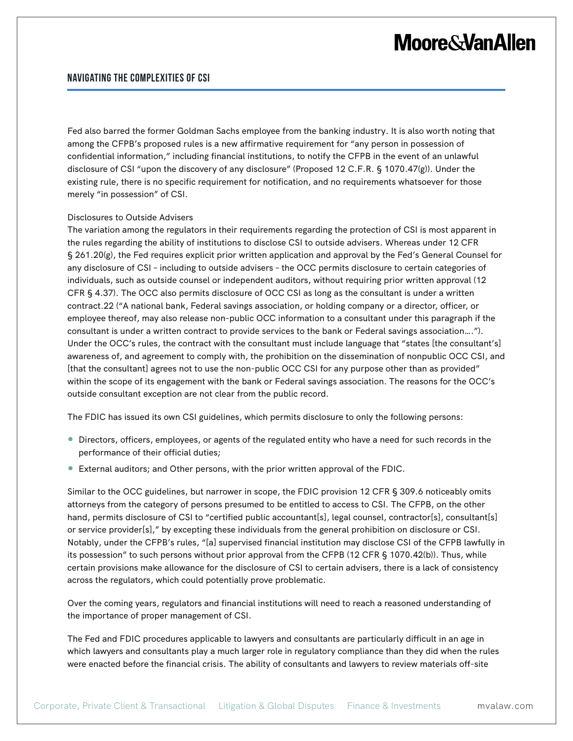Fed also barred the former Goldman Sachs employee from the banking industry. It is also worth noting that among the CFPB's proposed rules is a new affirmative requirement for "any person in possession of confidential information," including financial institutions, to notify the CFPB in the event of an unlawful disclosure of CSI "upon the discovery of any disclosure" (Proposed 12 C.F.R. § 1070.47(g)). Under the existing rule, there is no specific requirement for notification, and no requirements whatsoever for those merely "in possession" of CSI.

Disclosures to Outside Advisers

The variation among the regulators in their requirements regarding the protection of CSI is most apparent in the rules regarding the ability of institutions to disclose CSI to outside advisers. Whereas under 12 CFR § 261.20(g), the Fed requires explicit prior written application and approval by the Fed's General Counsel for any disclosure of CSI – including to outside advisers – the OCC permits disclosure to certain categories of individuals, such as outside counsel or independent auditors, without requiring prior written approval (12 CFR § 4.37). The OCC also permits disclosure of OCC CSI as long as the consultant is under a written contract.22 ("A national bank, Federal savings association, or holding company or a director, officer, or employee thereof, may also release non-public OCC information to a consultant under this paragraph if the consultant is under a written contract to provide services to the bank or Federal savings association…."). Under the OCC's rules, the contract with the consultant must include language that "states [the consultant's] awareness of, and agreement to comply with, the prohibition on the dissemination of nonpublic OCC CSI, and [that the consultant] agrees not to use the non-public OCC CSI for any purpose other than as provided" within the scope of its engagement with the bank or Federal savings association. The reasons for the OCC's outside consultant exception are not clear from the public record.

The FDIC has issued its own CSI guidelines, which permits disclosure to only the following persons:

- Directors, officers, employees, or agents of the regulated entity who have a need for such records in the performance of their official duties;
- External auditors; and Other persons, with the prior written approval of the FDIC.

Similar to the OCC guidelines, but narrower in scope, the FDIC provision 12 CFR § 309.6 noticeably omits attorneys from the category of persons presumed to be entitled to access to CSI. The CFPB, on the other hand, permits disclosure of CSI to "certified public accountant[s], legal counsel, contractor[s], consultant[s] or service provider[s]," by excepting these individuals from the general prohibition on disclosure or CSI. Notably, under the CFPB's rules, "[a] supervised financial institution may disclose CSI of the CFPB lawfully in its possession" to such persons without prior approval from the CFPB (12 CFR § 1070.42(b)). Thus, while certain provisions make allowance for the disclosure of CSI to certain advisers, there is a lack of consistency across the regulators, which could potentially prove problematic.

Over the coming years, regulators and financial institutions will need to reach a reasoned understanding of the importance of proper management of CSI.

The Fed and FDIC procedures applicable to lawyers and consultants are particularly difficult in an age in which lawyers and consultants play a much larger role in regulatory compliance than they did when the rules were enacted before the financial crisis. The ability of consultants and lawyers to review materials off-site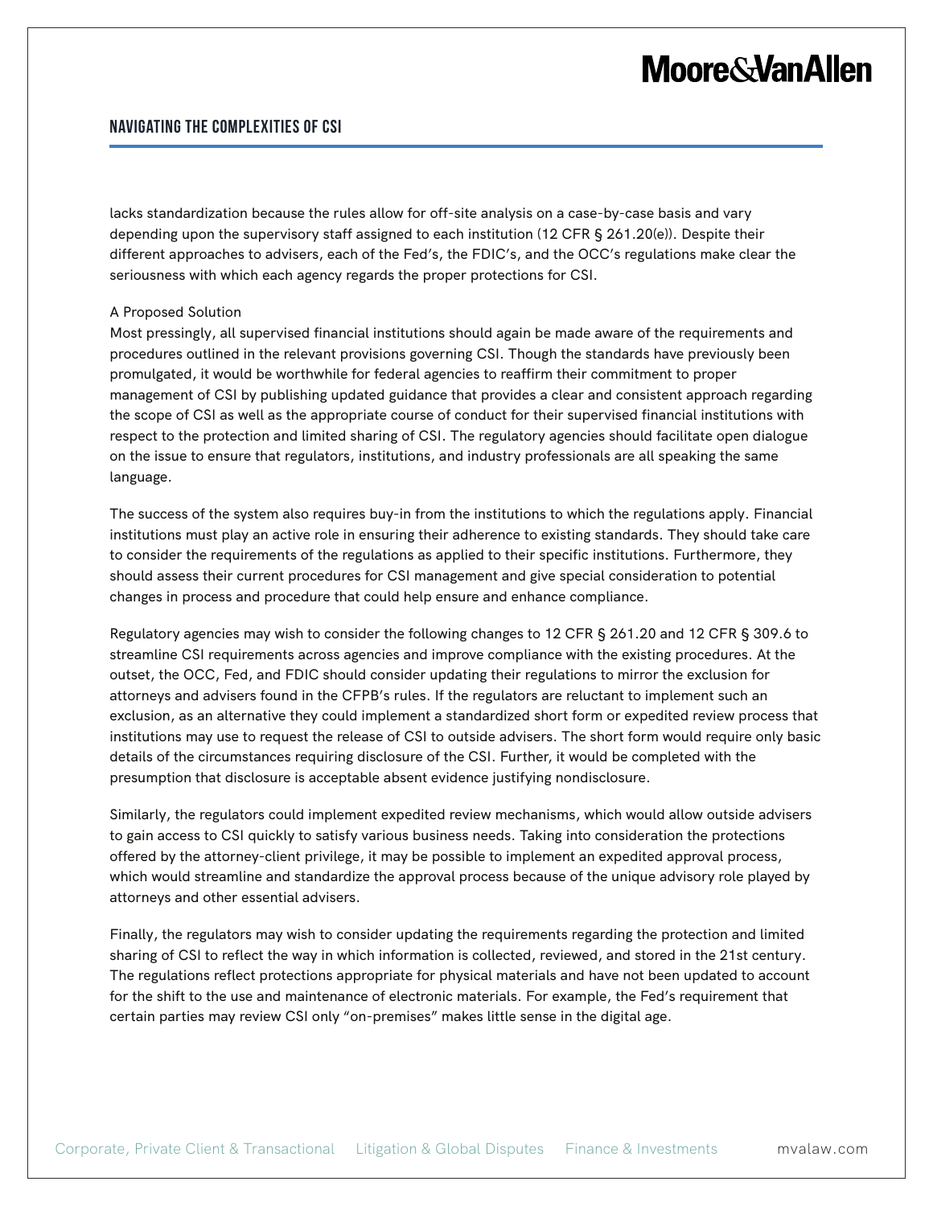lacks standardization because the rules allow for off-site analysis on a case-by-case basis and vary depending upon the supervisory staff assigned to each institution (12 CFR § 261.20(e)). Despite their different approaches to advisers, each of the Fed's, the FDIC's, and the OCC's regulations make clear the seriousness with which each agency regards the proper protections for CSI.

## A Proposed Solution

Most pressingly, all supervised financial institutions should again be made aware of the requirements and procedures outlined in the relevant provisions governing CSI. Though the standards have previously been promulgated, it would be worthwhile for federal agencies to reaffirm their commitment to proper management of CSI by publishing updated guidance that provides a clear and consistent approach regarding the scope of CSI as well as the appropriate course of conduct for their supervised financial institutions with respect to the protection and limited sharing of CSI. The regulatory agencies should facilitate open dialogue on the issue to ensure that regulators, institutions, and industry professionals are all speaking the same language.

The success of the system also requires buy-in from the institutions to which the regulations apply. Financial institutions must play an active role in ensuring their adherence to existing standards. They should take care to consider the requirements of the regulations as applied to their specific institutions. Furthermore, they should assess their current procedures for CSI management and give special consideration to potential changes in process and procedure that could help ensure and enhance compliance.

Regulatory agencies may wish to consider the following changes to 12 CFR § 261.20 and 12 CFR § 309.6 to streamline CSI requirements across agencies and improve compliance with the existing procedures. At the outset, the OCC, Fed, and FDIC should consider updating their regulations to mirror the exclusion for attorneys and advisers found in the CFPB's rules. If the regulators are reluctant to implement such an exclusion, as an alternative they could implement a standardized short form or expedited review process that institutions may use to request the release of CSI to outside advisers. The short form would require only basic details of the circumstances requiring disclosure of the CSI. Further, it would be completed with the presumption that disclosure is acceptable absent evidence justifying nondisclosure.

Similarly, the regulators could implement expedited review mechanisms, which would allow outside advisers to gain access to CSI quickly to satisfy various business needs. Taking into consideration the protections offered by the attorney-client privilege, it may be possible to implement an expedited approval process, which would streamline and standardize the approval process because of the unique advisory role played by attorneys and other essential advisers.

Finally, the regulators may wish to consider updating the requirements regarding the protection and limited sharing of CSI to reflect the way in which information is collected, reviewed, and stored in the 21st century. The regulations reflect protections appropriate for physical materials and have not been updated to account for the shift to the use and maintenance of electronic materials. For example, the Fed's requirement that certain parties may review CSI only "on-premises" makes little sense in the digital age.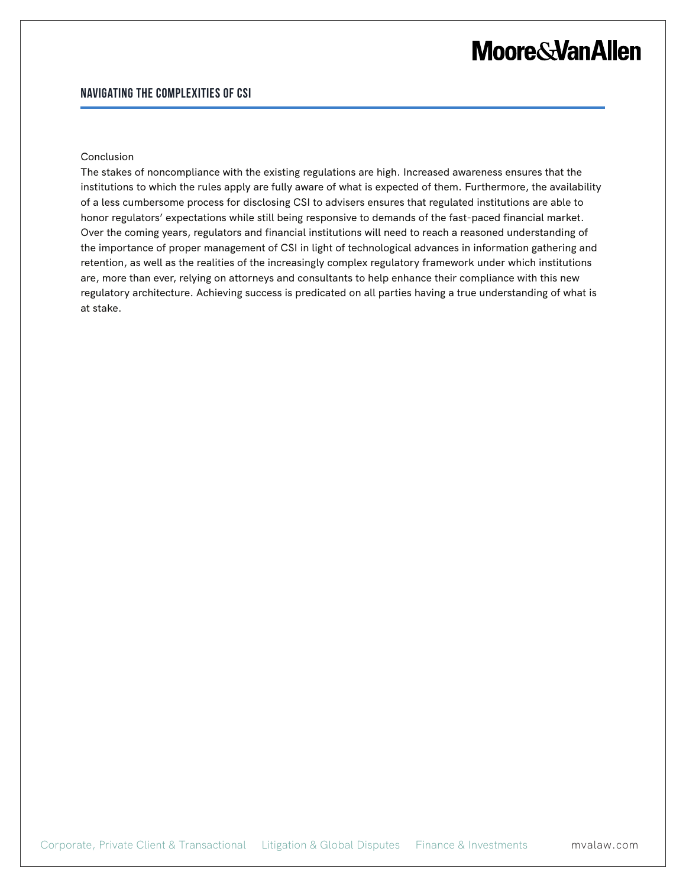## Conclusion

The stakes of noncompliance with the existing regulations are high. Increased awareness ensures that the institutions to which the rules apply are fully aware of what is expected of them. Furthermore, the availability of a less cumbersome process for disclosing CSI to advisers ensures that regulated institutions are able to honor regulators' expectations while still being responsive to demands of the fast-paced financial market. Over the coming years, regulators and financial institutions will need to reach a reasoned understanding of the importance of proper management of CSI in light of technological advances in information gathering and retention, as well as the realities of the increasingly complex regulatory framework under which institutions are, more than ever, relying on attorneys and consultants to help enhance their compliance with this new regulatory architecture. Achieving success is predicated on all parties having a true understanding of what is at stake.